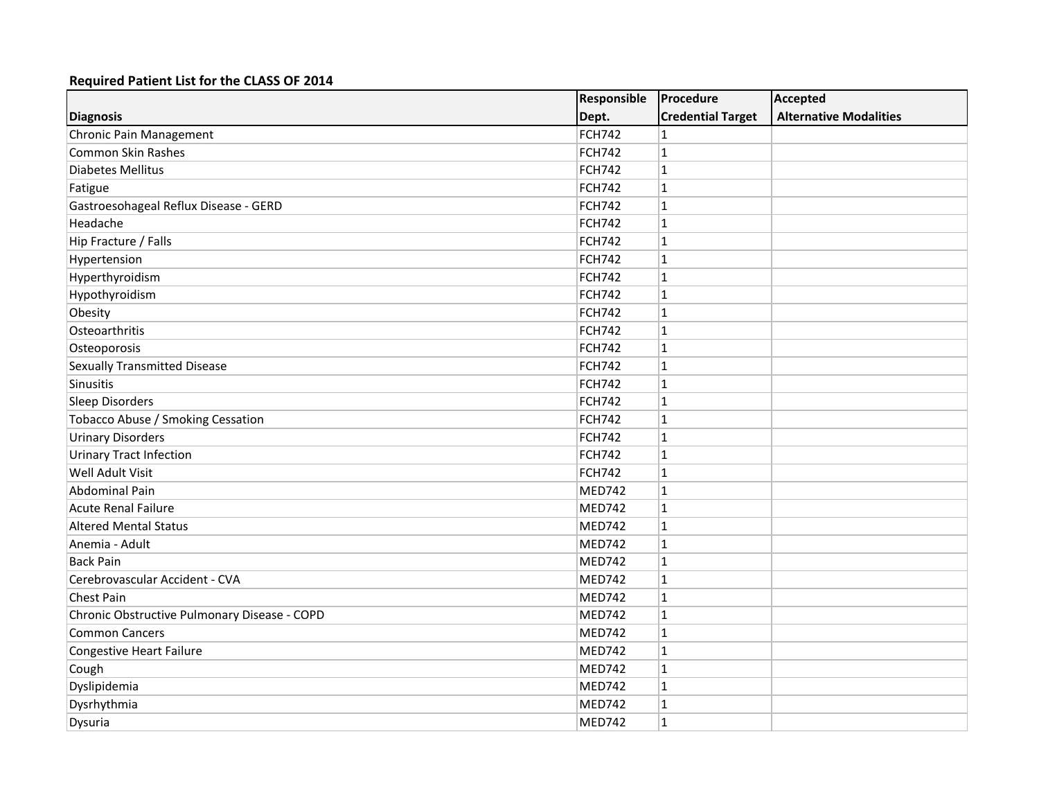**Required Patient List for the CLASS OF 2014**

| Diagnosis | Responsible Dept. | Procedure Credential Target | Accepted Alternative Modalities |
|---|---|---|---|
| Chronic Pain Management | FCH742 | 1 | |
| Common Skin Rashes | FCH742 | 1 | |
| Diabetes Mellitus | FCH742 | 1 | |
| Fatigue | FCH742 | 1 | |
| Gastroesohageal Reflux Disease - GERD | FCH742 | 1 | |
| Headache | FCH742 | 1 | |
| Hip Fracture / Falls | FCH742 | 1 | |
| Hypertension | FCH742 | 1 | |
| Hyperthyroidism | FCH742 | 1 | |
| Hypothyroidism | FCH742 | 1 | |
| Obesity | FCH742 | 1 | |
| Osteoarthritis | FCH742 | 1 | |
| Osteoporosis | FCH742 | 1 | |
| Sexually Transmitted Disease | FCH742 | 1 | |
| Sinusitis | FCH742 | 1 | |
| Sleep Disorders | FCH742 | 1 | |
| Tobacco Abuse / Smoking Cessation | FCH742 | 1 | |
| Urinary Disorders | FCH742 | 1 | |
| Urinary Tract Infection | FCH742 | 1 | |
| Well Adult Visit | FCH742 | 1 | |
| Abdominal Pain | MED742 | 1 | |
| Acute Renal Failure | MED742 | 1 | |
| Altered Mental Status | MED742 | 1 | |
| Anemia - Adult | MED742 | 1 | |
| Back Pain | MED742 | 1 | |
| Cerebrovascular Accident - CVA | MED742 | 1 | |
| Chest Pain | MED742 | 1 | |
| Chronic Obstructive Pulmonary Disease - COPD | MED742 | 1 | |
| Common Cancers | MED742 | 1 | |
| Congestive Heart Failure | MED742 | 1 | |
| Cough | MED742 | 1 | |
| Dyslipidemia | MED742 | 1 | |
| Dysrhythmia | MED742 | 1 | |
| Dysuria | MED742 | 1 | |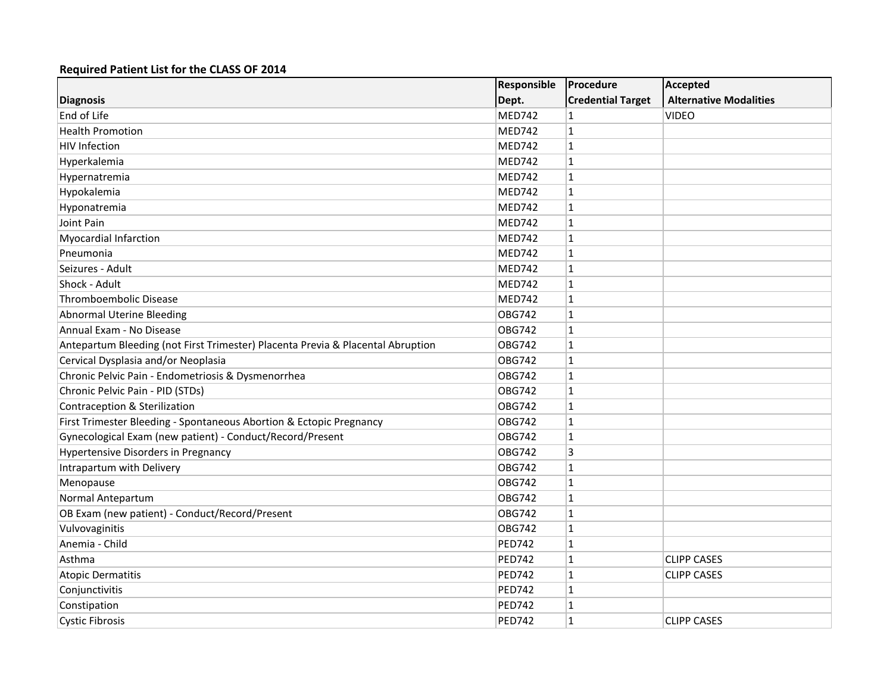**Required Patient List for the CLASS OF 2014**

| Diagnosis | Responsible Dept. | Procedure Credential Target | Accepted Alternative Modalities |
|---|---|---|---|
| End of Life | MED742 | 1 | VIDEO |
| Health Promotion | MED742 | 1 | |
| HIV Infection | MED742 | 1 | |
| Hyperkalemia | MED742 | 1 | |
| Hypernatremia | MED742 | 1 | |
| Hypokalemia | MED742 | 1 | |
| Hyponatremia | MED742 | 1 | |
| Joint Pain | MED742 | 1 | |
| Myocardial Infarction | MED742 | 1 | |
| Pneumonia | MED742 | 1 | |
| Seizures - Adult | MED742 | 1 | |
| Shock - Adult | MED742 | 1 | |
| Thromboembolic Disease | MED742 | 1 | |
| Abnormal Uterine Bleeding | OBG742 | 1 | |
| Annual Exam - No Disease | OBG742 | 1 | |
| Antepartum Bleeding (not First Trimester) Placenta Previa & Placental Abruption | OBG742 | 1 | |
| Cervical Dysplasia and/or Neoplasia | OBG742 | 1 | |
| Chronic Pelvic Pain - Endometriosis & Dysmenorrhea | OBG742 | 1 | |
| Chronic Pelvic Pain - PID (STDs) | OBG742 | 1 | |
| Contraception & Sterilization | OBG742 | 1 | |
| First Trimester Bleeding - Spontaneous Abortion & Ectopic Pregnancy | OBG742 | 1 | |
| Gynecological Exam (new patient) - Conduct/Record/Present | OBG742 | 1 | |
| Hypertensive Disorders in Pregnancy | OBG742 | 3 | |
| Intrapartum with Delivery | OBG742 | 1 | |
| Menopause | OBG742 | 1 | |
| Normal Antepartum | OBG742 | 1 | |
| OB Exam (new patient) - Conduct/Record/Present | OBG742 | 1 | |
| Vulvovaginitis | OBG742 | 1 | |
| Anemia - Child | PED742 | 1 | |
| Asthma | PED742 | 1 | CLIPP CASES |
| Atopic Dermatitis | PED742 | 1 | CLIPP CASES |
| Conjunctivitis | PED742 | 1 | |
| Constipation | PED742 | 1 | |
| Cystic Fibrosis | PED742 | 1 | CLIPP CASES |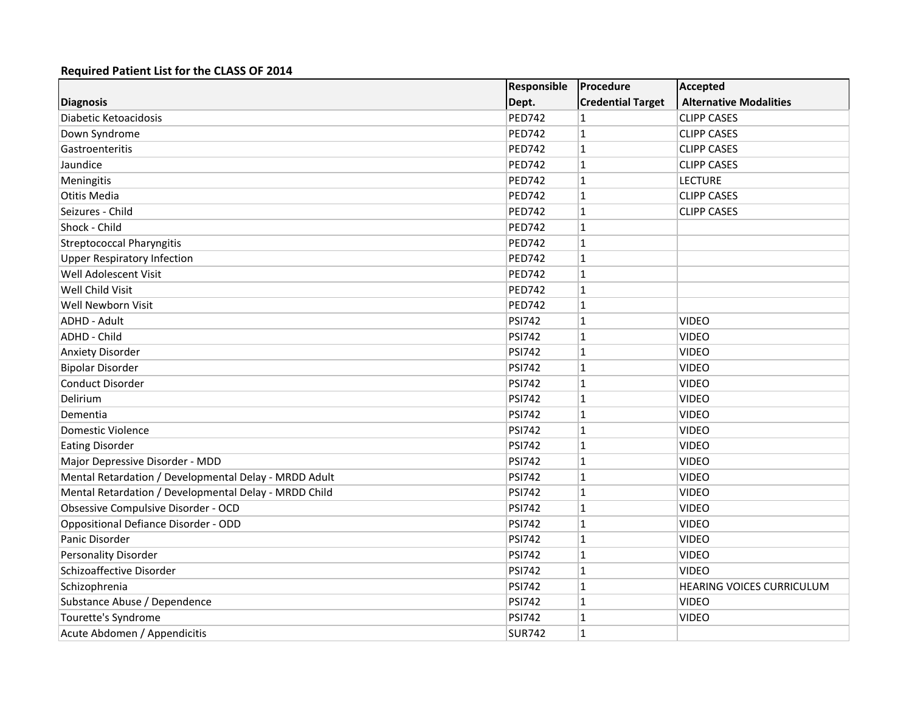**Required Patient List for the CLASS OF 2014**

| Diagnosis | Responsible Dept. | Procedure Credential Target | Accepted Alternative Modalities |
|---|---|---|---|
| Diabetic Ketoacidosis | PED742 | 1 | CLIPP CASES |
| Down Syndrome | PED742 | 1 | CLIPP CASES |
| Gastroenteritis | PED742 | 1 | CLIPP CASES |
| Jaundice | PED742 | 1 | CLIPP CASES |
| Meningitis | PED742 | 1 | LECTURE |
| Otitis Media | PED742 | 1 | CLIPP CASES |
| Seizures - Child | PED742 | 1 | CLIPP CASES |
| Shock - Child | PED742 | 1 | |
| Streptococcal Pharyngitis | PED742 | 1 | |
| Upper Respiratory Infection | PED742 | 1 | |
| Well Adolescent Visit | PED742 | 1 | |
| Well Child Visit | PED742 | 1 | |
| Well Newborn Visit | PED742 | 1 | |
| ADHD - Adult | PSI742 | 1 | VIDEO |
| ADHD - Child | PSI742 | 1 | VIDEO |
| Anxiety Disorder | PSI742 | 1 | VIDEO |
| Bipolar Disorder | PSI742 | 1 | VIDEO |
| Conduct Disorder | PSI742 | 1 | VIDEO |
| Delirium | PSI742 | 1 | VIDEO |
| Dementia | PSI742 | 1 | VIDEO |
| Domestic Violence | PSI742 | 1 | VIDEO |
| Eating Disorder | PSI742 | 1 | VIDEO |
| Major Depressive Disorder - MDD | PSI742 | 1 | VIDEO |
| Mental Retardation / Developmental Delay - MRDD Adult | PSI742 | 1 | VIDEO |
| Mental Retardation / Developmental Delay - MRDD Child | PSI742 | 1 | VIDEO |
| Obsessive Compulsive Disorder - OCD | PSI742 | 1 | VIDEO |
| Oppositional Defiance Disorder - ODD | PSI742 | 1 | VIDEO |
| Panic Disorder | PSI742 | 1 | VIDEO |
| Personality Disorder | PSI742 | 1 | VIDEO |
| Schizoaffective Disorder | PSI742 | 1 | VIDEO |
| Schizophrenia | PSI742 | 1 | HEARING VOICES CURRICULUM |
| Substance Abuse / Dependence | PSI742 | 1 | VIDEO |
| Tourette's Syndrome | PSI742 | 1 | VIDEO |
| Acute Abdomen / Appendicitis | SUR742 | 1 | |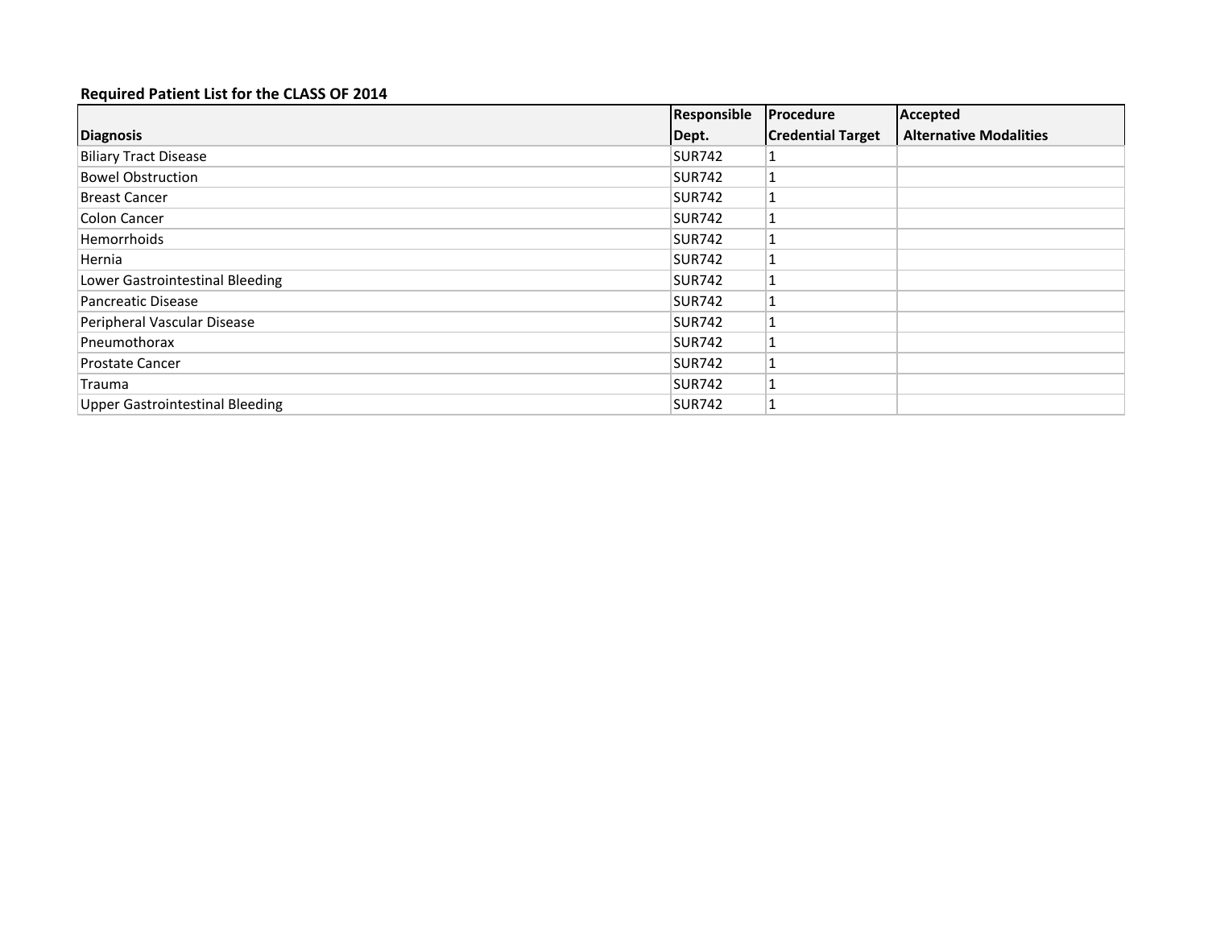**Required Patient List for the CLASS OF 2014**

| Diagnosis | Responsible Dept. | Procedure Credential Target | Accepted Alternative Modalities |
|---|---|---|---|
| Biliary Tract Disease | SUR742 | 1 | |
| Bowel Obstruction | SUR742 | 1 | |
| Breast Cancer | SUR742 | 1 | |
| Colon Cancer | SUR742 | 1 | |
| Hemorrhoids | SUR742 | 1 | |
| Hernia | SUR742 | 1 | |
| Lower Gastrointestinal Bleeding | SUR742 | 1 | |
| Pancreatic Disease | SUR742 | 1 | |
| Peripheral Vascular Disease | SUR742 | 1 | |
| Pneumothorax | SUR742 | 1 | |
| Prostate Cancer | SUR742 | 1 | |
| Trauma | SUR742 | 1 | |
| Upper Gastrointestinal Bleeding | SUR742 | 1 | |